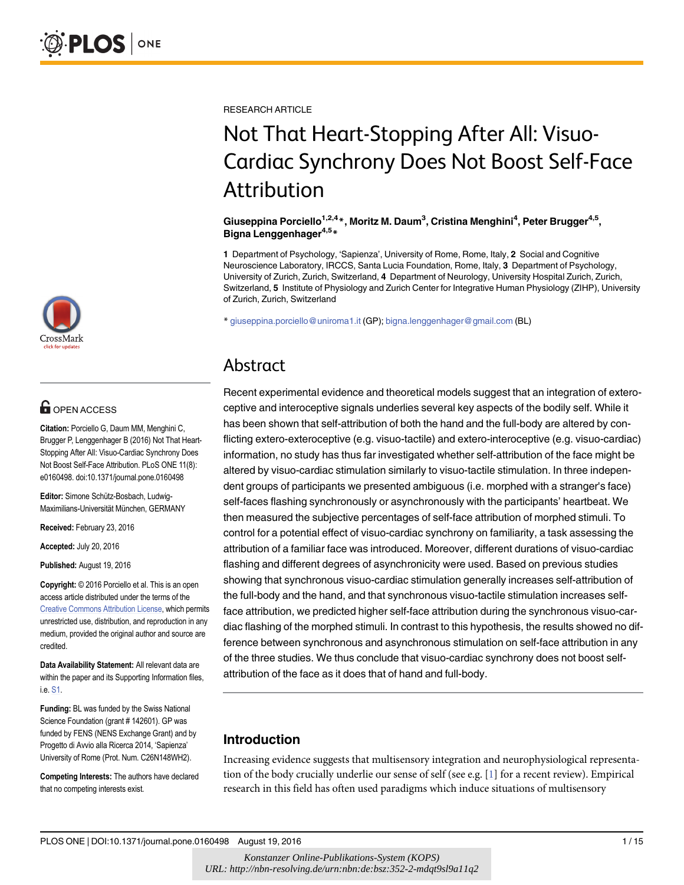RESEARCH ARTICLE

# Not That Heart-Stopping After All: Visuo-Cardiac Synchrony Does Not Boost Self-Face Attribution

**Giuseppina Porciello[1,2,4]*, Moritz M. Daum[3], Cristina Menghini[4], Peter Brugger[4,5], Bigna Lenggenhager[4,5]***

**1** Department of Psychology, 'Sapienza', University of Rome, Rome, Italy, **2** Social and Cognitive Neuroscience Laboratory, IRCCS, Santa Lucia Foundation, Rome, Italy, **3** Department of Psychology, University of Zurich, Zurich, Switzerland, **4** Department of Neurology, University Hospital Zurich, Zurich, Switzerland, **5** Institute of Physiology and Zurich Center for Integrative Human Physiology (ZIHP), University of Zurich, Zurich, Switzerland

* giuseppina.porciello@uniroma1.it (GP); bigna.lenggenhager@gmail.com (BL)

OPEN ACCESS

**Citation:** Porciello G, Daum MM, Menghini C, Brugger P, Lenggenhager B (2016) Not That Heart-Stopping After All: Visuo-Cardiac Synchrony Does Not Boost Self-Face Attribution. PLoS ONE 11(8): e0160498. doi:10.1371/journal.pone.0160498

**Editor:** Simone Schütz-Bosbach, Ludwig-Maximilians-Universität München, GERMANY

**Received:** February 23, 2016

**Accepted:** July 20, 2016

**Published:** August 19, 2016

**Copyright:** © 2016 Porciello et al. This is an open access article distributed under the terms of the Creative Commons Attribution License, which permits unrestricted use, distribution, and reproduction in any medium, provided the original author and source are credited.

**Data Availability Statement:** All relevant data are within the paper and its Supporting Information files, i.e. S1.

**Funding:** BL was funded by the Swiss National Science Foundation (grant # 142601). GP was funded by FENS (NENS Exchange Grant) and by Progetto di Avvio alla Ricerca 2014, 'Sapienza' University of Rome (Prot. Num. C26N148WH2).

**Competing Interests:** The authors have declared that no competing interests exist.

## Abstract

Recent experimental evidence and theoretical models suggest that an integration of exteroceptive and interoceptive signals underlies several key aspects of the bodily self. While it has been shown that self-attribution of both the hand and the full-body are altered by conflicting extero-exteroceptive (e.g. visuo-tactile) and extero-interoceptive (e.g. visuo-cardiac) information, no study has thus far investigated whether self-attribution of the face might be altered by visuo-cardiac stimulation similarly to visuo-tactile stimulation. In three independent groups of participants we presented ambiguous (i.e. morphed with a stranger's face) self-faces flashing synchronously or asynchronously with the participants' heartbeat. We then measured the subjective percentages of self-face attribution of morphed stimuli. To control for a potential effect of visuo-cardiac synchrony on familiarity, a task assessing the attribution of a familiar face was introduced. Moreover, different durations of visuo-cardiac flashing and different degrees of asynchronicity were used. Based on previous studies showing that synchronous visuo-cardiac stimulation generally increases self-attribution of the full-body and the hand, and that synchronous visuo-tactile stimulation increases self-face attribution, we predicted higher self-face attribution during the synchronous visuo-cardiac flashing of the morphed stimuli. In contrast to this hypothesis, the results showed no difference between synchronous and asynchronous stimulation on self-face attribution in any of the three studies. We thus conclude that visuo-cardiac synchrony does not boost self-attribution of the face as it does that of hand and full-body.

## Introduction

Increasing evidence suggests that multisensory integration and neurophysiological representation of the body crucially underlie our sense of self (see e.g. [1] for a recent review). Empirical research in this field has often used paradigms which induce situations of multisensory

Konstanzer Online-Publikations-System (KOPS)
URL: http://nbn-resolving.de/urn:nbn:de:bsz:352-2-mdqt9sl9a11q2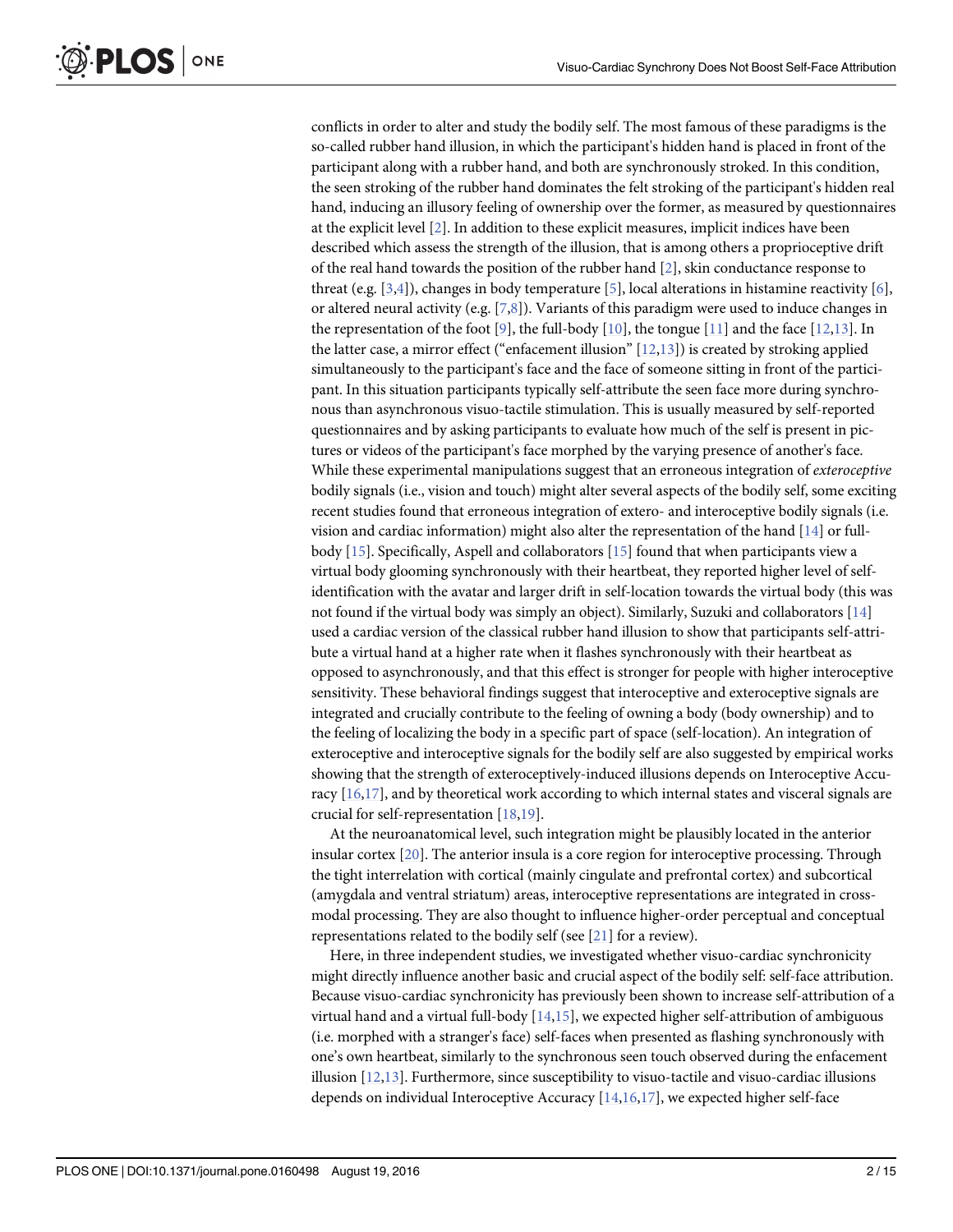conflicts in order to alter and study the bodily self. The most famous of these paradigms is the so-called rubber hand illusion, in which the participant's hidden hand is placed in front of the participant along with a rubber hand, and both are synchronously stroked. In this condition, the seen stroking of the rubber hand dominates the felt stroking of the participant's hidden real hand, inducing an illusory feeling of ownership over the former, as measured by questionnaires at the explicit level [2]. In addition to these explicit measures, implicit indices have been described which assess the strength of the illusion, that is among others a proprioceptive drift of the real hand towards the position of the rubber hand [2], skin conductance response to threat (e.g. [3,4]), changes in body temperature [5], local alterations in histamine reactivity [6], or altered neural activity (e.g. [7,8]). Variants of this paradigm were used to induce changes in the representation of the foot [9], the full-body [10], the tongue [11] and the face [12,13]. In the latter case, a mirror effect ("enfacement illusion" [12,13]) is created by stroking applied simultaneously to the participant's face and the face of someone sitting in front of the participant. In this situation participants typically self-attribute the seen face more during synchronous than asynchronous visuo-tactile stimulation. This is usually measured by self-reported questionnaires and by asking participants to evaluate how much of the self is present in pictures or videos of the participant's face morphed by the varying presence of another's face. While these experimental manipulations suggest that an erroneous integration of *exteroceptive* bodily signals (i.e., vision and touch) might alter several aspects of the bodily self, some exciting recent studies found that erroneous integration of extero- and interoceptive bodily signals (i.e. vision and cardiac information) might also alter the representation of the hand [14] or full-body [15]. Specifically, Aspell and collaborators [15] found that when participants view a virtual body glooming synchronously with their heartbeat, they reported higher level of self-identification with the avatar and larger drift in self-location towards the virtual body (this was not found if the virtual body was simply an object). Similarly, Suzuki and collaborators [14] used a cardiac version of the classical rubber hand illusion to show that participants self-attribute a virtual hand at a higher rate when it flashes synchronously with their heartbeat as opposed to asynchronously, and that this effect is stronger for people with higher interoceptive sensitivity. These behavioral findings suggest that interoceptive and exteroceptive signals are integrated and crucially contribute to the feeling of owning a body (body ownership) and to the feeling of localizing the body in a specific part of space (self-location). An integration of exteroceptive and interoceptive signals for the bodily self are also suggested by empirical works showing that the strength of exteroceptively-induced illusions depends on Interoceptive Accuracy [16,17], and by theoretical work according to which internal states and visceral signals are crucial for self-representation [18,19].

At the neuroanatomical level, such integration might be plausibly located in the anterior insular cortex [20]. The anterior insula is a core region for interoceptive processing. Through the tight interrelation with cortical (mainly cingulate and prefrontal cortex) and subcortical (amygdala and ventral striatum) areas, interoceptive representations are integrated in cross-modal processing. They are also thought to influence higher-order perceptual and conceptual representations related to the bodily self (see [21] for a review).

Here, in three independent studies, we investigated whether visuo-cardiac synchronicity might directly influence another basic and crucial aspect of the bodily self: self-face attribution. Because visuo-cardiac synchronicity has previously been shown to increase self-attribution of a virtual hand and a virtual full-body [14,15], we expected higher self-attribution of ambiguous (i.e. morphed with a stranger's face) self-faces when presented as flashing synchronously with one's own heartbeat, similarly to the synchronous seen touch observed during the enfacement illusion [12,13]. Furthermore, since susceptibility to visuo-tactile and visuo-cardiac illusions depends on individual Interoceptive Accuracy [14,16,17], we expected higher self-face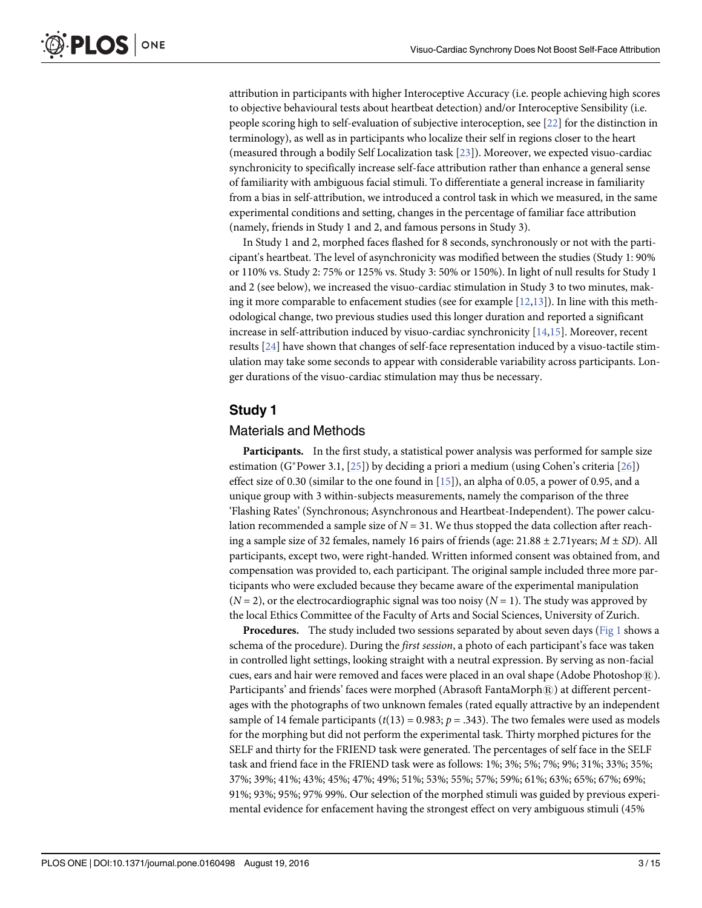attribution in participants with higher Interoceptive Accuracy (i.e. people achieving high scores to objective behavioural tests about heartbeat detection) and/or Interoceptive Sensibility (i.e. people scoring high to self-evaluation of subjective interoception, see [22] for the distinction in terminology), as well as in participants who localize their self in regions closer to the heart (measured through a bodily Self Localization task [23]). Moreover, we expected visuo-cardiac synchronicity to specifically increase self-face attribution rather than enhance a general sense of familiarity with ambiguous facial stimuli. To differentiate a general increase in familiarity from a bias in self-attribution, we introduced a control task in which we measured, in the same experimental conditions and setting, changes in the percentage of familiar face attribution (namely, friends in Study 1 and 2, and famous persons in Study 3).

In Study 1 and 2, morphed faces flashed for 8 seconds, synchronously or not with the participant's heartbeat. The level of asynchronicity was modified between the studies (Study 1: 90% or 110% vs. Study 2: 75% or 125% vs. Study 3: 50% or 150%). In light of null results for Study 1 and 2 (see below), we increased the visuo-cardiac stimulation in Study 3 to two minutes, making it more comparable to enfacement studies (see for example [12,13]). In line with this methodological change, two previous studies used this longer duration and reported a significant increase in self-attribution induced by visuo-cardiac synchronicity [14,15]. Moreover, recent results [24] have shown that changes of self-face representation induced by a visuo-tactile stimulation may take some seconds to appear with considerable variability across participants. Longer durations of the visuo-cardiac stimulation may thus be necessary.

## Study 1

### Materials and Methods

**Participants.** In the first study, a statistical power analysis was performed for sample size estimation (G*Power 3.1, [25]) by deciding a priori a medium (using Cohen's criteria [26]) effect size of 0.30 (similar to the one found in [15]), an alpha of 0.05, a power of 0.95, and a unique group with 3 within-subjects measurements, namely the comparison of the three 'Flashing Rates' (Synchronous; Asynchronous and Heartbeat-Independent). The power calculation recommended a sample size of $N = 31$. We thus stopped the data collection after reaching a sample size of 32 females, namely 16 pairs of friends (age: 21.88 ± 2.71years; $M \pm SD$). All participants, except two, were right-handed. Written informed consent was obtained from, and compensation was provided to, each participant. The original sample included three more participants who were excluded because they became aware of the experimental manipulation ($N = 2$), or the electrocardiographic signal was too noisy ($N = 1$). The study was approved by the local Ethics Committee of the Faculty of Arts and Social Sciences, University of Zurich.

**Procedures.** The study included two sessions separated by about seven days (Fig 1 shows a schema of the procedure). During the *first session*, a photo of each participant's face was taken in controlled light settings, looking straight with a neutral expression. By serving as non-facial cues, ears and hair were removed and faces were placed in an oval shape (Adobe Photoshop®). Participants' and friends' faces were morphed (Abrasoft FantaMorph®) at different percentages with the photographs of two unknown females (rated equally attractive by an independent sample of 14 female participants ($t(13) = 0.983$; $p = .343$). The two females were used as models for the morphing but did not perform the experimental task. Thirty morphed pictures for the SELF and thirty for the FRIEND task were generated. The percentages of self face in the SELF task and friend face in the FRIEND task were as follows: 1%; 3%; 5%; 7%; 9%; 31%; 33%; 35%; 37%; 39%; 41%; 43%; 45%; 47%; 49%; 51%; 53%; 55%; 57%; 59%; 61%; 63%; 65%; 67%; 69%; 91%; 93%; 95%; 97% 99%. Our selection of the morphed stimuli was guided by previous experimental evidence for enfacement having the strongest effect on very ambiguous stimuli (45%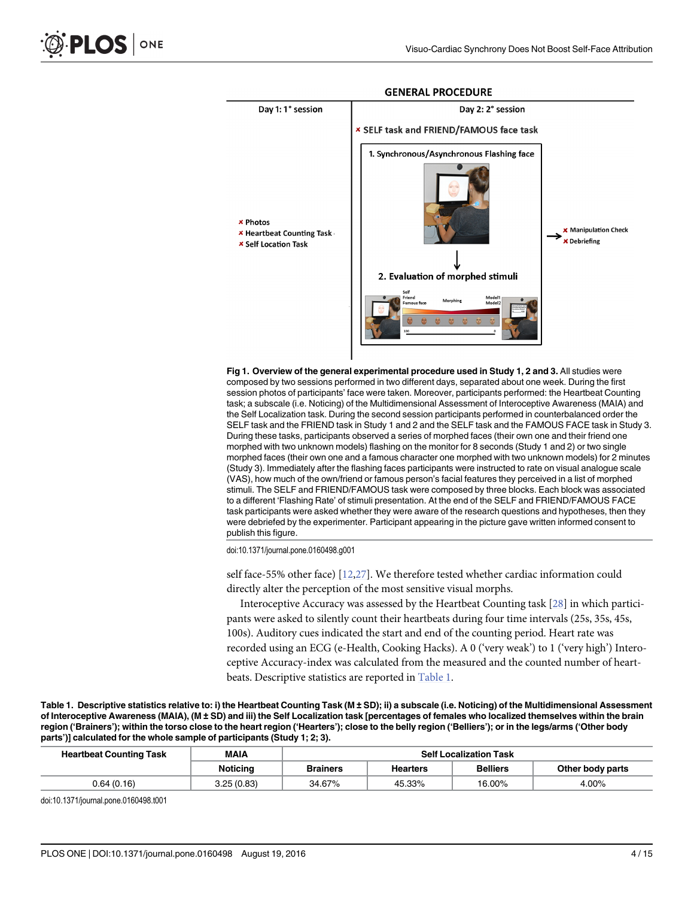**Fig 1. Overview of the general experimental procedure used in Study 1, 2 and 3.** All studies were composed by two sessions performed in two different days, separated about one week. During the first session photos of participants' face were taken. Moreover, participants performed: the Heartbeat Counting task; a subscale (i.e. Noticing) of the Multidimensional Assessment of Interoceptive Awareness (MAIA) and the Self Localization task. During the second session participants performed in counterbalanced order the SELF task and the FRIEND task in Study 1 and 2 and the SELF task and the FAMOUS FACE task in Study 3. During these tasks, participants observed a series of morphed faces (their own one and their friend one morphed with two unknown models) flashing on the monitor for 8 seconds (Study 1 and 2) or two single morphed faces (their own one and a famous character one morphed with two unknown models) for 2 minutes (Study 3). Immediately after the flashing faces participants were instructed to rate on visual analogue scale (VAS), how much of the own/friend or famous person's facial features they perceived in a list of morphed stimuli. The SELF and FRIEND/FAMOUS task were composed by three blocks. Each block was associated to a different 'Flashing Rate' of stimuli presentation. At the end of the SELF and FRIEND/FAMOUS FACE task participants were asked whether they were aware of the research questions and hypotheses, then they were debriefed by the experimenter. Participant appearing in the picture gave written informed consent to publish this figure.

doi:10.1371/journal.pone.0160498.g001

self face-55% other face) [12,27]. We therefore tested whether cardiac information could directly alter the perception of the most sensitive visual morphs.

Interoceptive Accuracy was assessed by the Heartbeat Counting task [28] in which participants were asked to silently count their heartbeats during four time intervals (25s, 35s, 45s, 100s). Auditory cues indicated the start and end of the counting period. Heart rate was recorded using an ECG (e-Health, Cooking Hacks). A 0 ('very weak') to 1 ('very high') Interoceptive Accuracy-index was calculated from the measured and the counted number of heartbeats. Descriptive statistics are reported in Table 1.

**Table 1. Descriptive statistics relative to: i) the Heartbeat Counting Task (M ± SD); ii) a subscale (i.e. Noticing) of the Multidimensional Assessment of Interoceptive Awareness (MAIA), (M ± SD) and iii) the Self Localization task [percentages of females who localized themselves within the brain region ('Brainers'); within the torso close to the heart region ('Hearters'); close to the belly region ('Belliers'); or in the legs/arms ('Other body parts')] calculated for the whole sample of participants (Study 1; 2; 3).**

| Heartbeat Counting Task | MAIA | Self Localization Task | | | |
|---|---|---|---|---|---|
| | Noticing | Brainers | Hearters | Belliers | Other body parts |
| 0.64 (0.16) | 3.25 (0.83) | 34.67% | 45.33% | 16.00% | 4.00% |

doi:10.1371/journal.pone.0160498.t001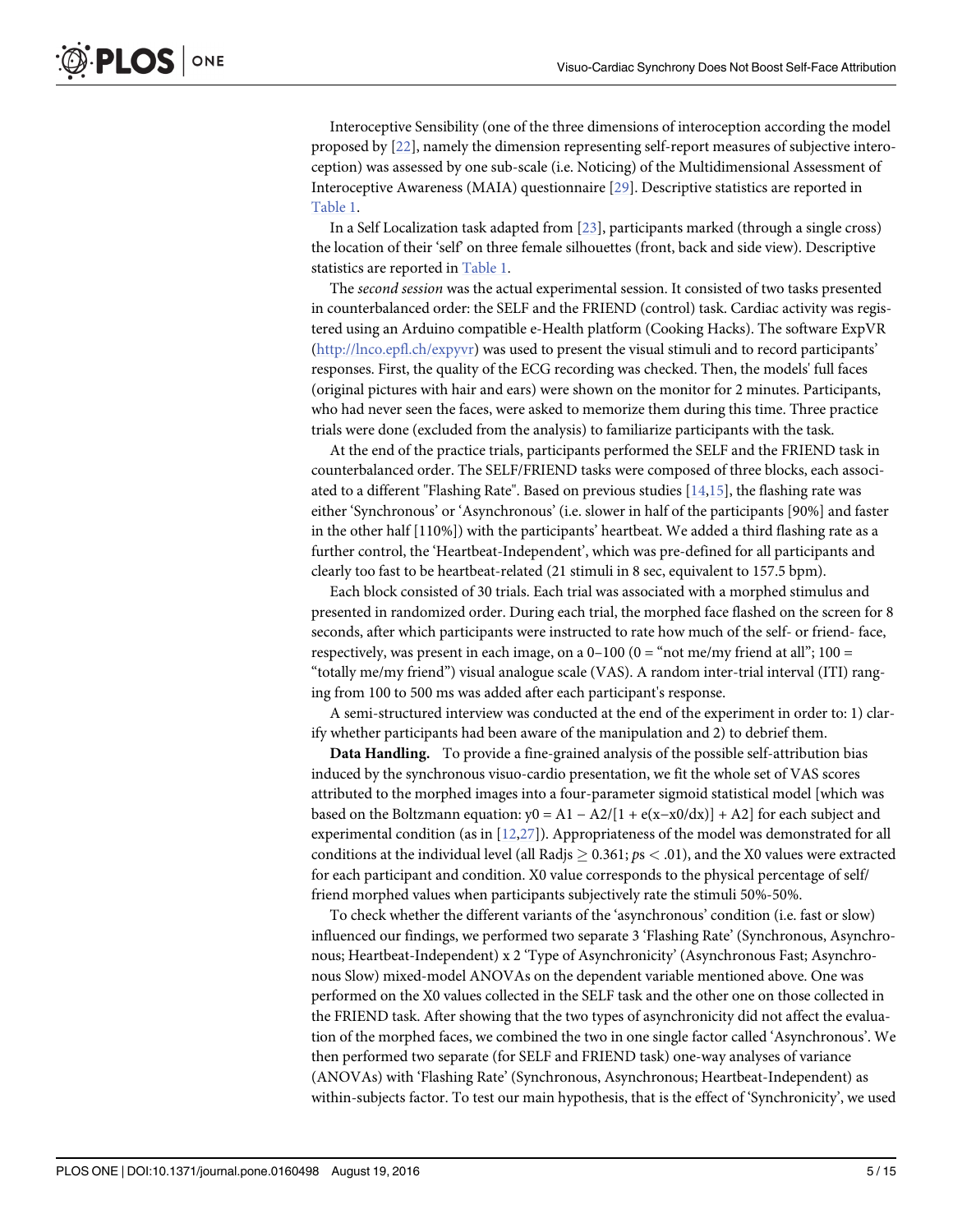Interoceptive Sensibility (one of the three dimensions of interoception according the model proposed by [22], namely the dimension representing self-report measures of subjective interoception) was assessed by one sub-scale (i.e. Noticing) of the Multidimensional Assessment of Interoceptive Awareness (MAIA) questionnaire [29]. Descriptive statistics are reported in Table 1.

In a Self Localization task adapted from [23], participants marked (through a single cross) the location of their 'self' on three female silhouettes (front, back and side view). Descriptive statistics are reported in Table 1.

The *second session* was the actual experimental session. It consisted of two tasks presented in counterbalanced order: the SELF and the FRIEND (control) task. Cardiac activity was registered using an Arduino compatible e-Health platform (Cooking Hacks). The software ExpVR (http://lnco.epfl.ch/expyvr) was used to present the visual stimuli and to record participants' responses. First, the quality of the ECG recording was checked. Then, the models' full faces (original pictures with hair and ears) were shown on the monitor for 2 minutes. Participants, who had never seen the faces, were asked to memorize them during this time. Three practice trials were done (excluded from the analysis) to familiarize participants with the task.

At the end of the practice trials, participants performed the SELF and the FRIEND task in counterbalanced order. The SELF/FRIEND tasks were composed of three blocks, each associated to a different "Flashing Rate". Based on previous studies [14,15], the flashing rate was either 'Synchronous' or 'Asynchronous' (i.e. slower in half of the participants [90%] and faster in the other half [110%]) with the participants' heartbeat. We added a third flashing rate as a further control, the 'Heartbeat-Independent', which was pre-defined for all participants and clearly too fast to be heartbeat-related (21 stimuli in 8 sec, equivalent to 157.5 bpm).

Each block consisted of 30 trials. Each trial was associated with a morphed stimulus and presented in randomized order. During each trial, the morphed face flashed on the screen for 8 seconds, after which participants were instructed to rate how much of the self- or friend- face, respectively, was present in each image, on a 0–100 (0 = "not me/my friend at all"; 100 = "totally me/my friend") visual analogue scale (VAS). A random inter-trial interval (ITI) ranging from 100 to 500 ms was added after each participant's response.

A semi-structured interview was conducted at the end of the experiment in order to: 1) clarify whether participants had been aware of the manipulation and 2) to debrief them.

**Data Handling.** To provide a fine-grained analysis of the possible self-attribution bias induced by the synchronous visuo-cardio presentation, we fit the whole set of VAS scores attributed to the morphed images into a four-parameter sigmoid statistical model [which was based on the Boltzmann equation: $y0 = A1 - A2/[1 + e(x{-}x0/dx)] + A2$] for each subject and experimental condition (as in [12,27]). Appropriateness of the model was demonstrated for all conditions at the individual level (all Radjs $\geq 0.361$; $ps < .01$), and the X0 values were extracted for each participant and condition. X0 value corresponds to the physical percentage of self/friend morphed values when participants subjectively rate the stimuli 50%-50%.

To check whether the different variants of the 'asynchronous' condition (i.e. fast or slow) influenced our findings, we performed two separate 3 'Flashing Rate' (Synchronous, Asynchronous; Heartbeat-Independent) x 2 'Type of Asynchronicity' (Asynchronous Fast; Asynchronous Slow) mixed-model ANOVAs on the dependent variable mentioned above. One was performed on the X0 values collected in the SELF task and the other one on those collected in the FRIEND task. After showing that the two types of asynchronicity did not affect the evaluation of the morphed faces, we combined the two in one single factor called 'Asynchronous'. We then performed two separate (for SELF and FRIEND task) one-way analyses of variance (ANOVAs) with 'Flashing Rate' (Synchronous, Asynchronous; Heartbeat-Independent) as within-subjects factor. To test our main hypothesis, that is the effect of 'Synchronicity', we used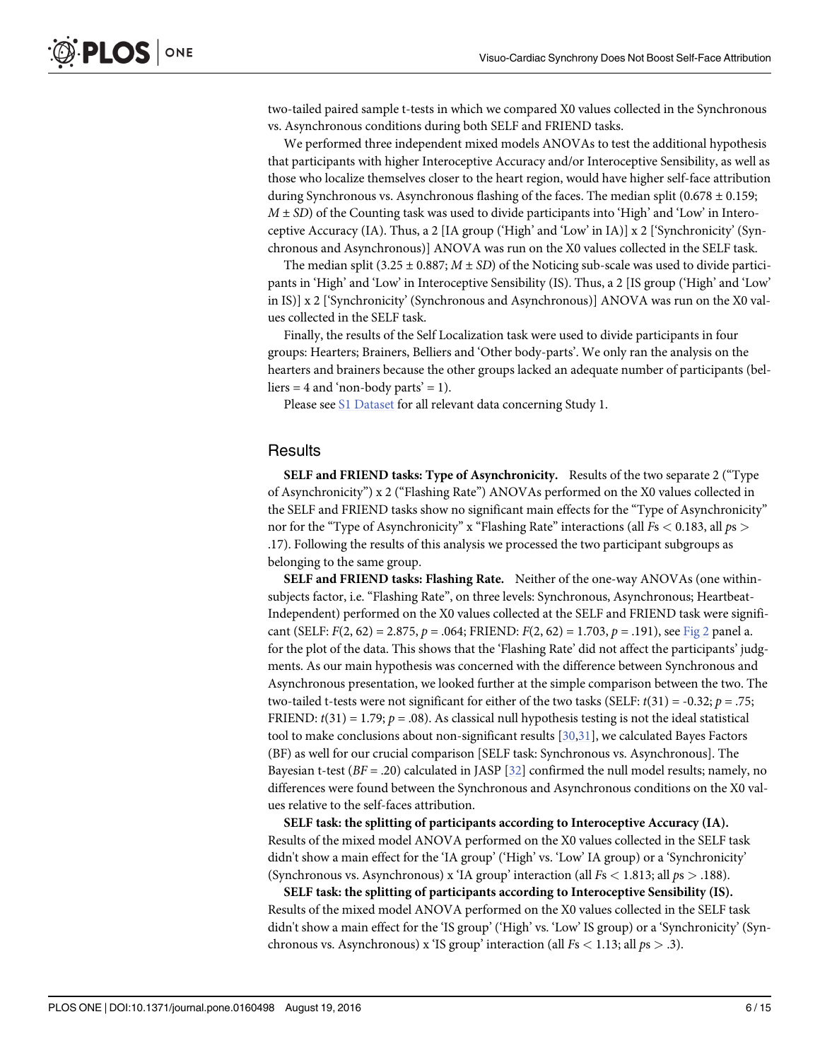two-tailed paired sample t-tests in which we compared X0 values collected in the Synchronous vs. Asynchronous conditions during both SELF and FRIEND tasks.

We performed three independent mixed models ANOVAs to test the additional hypothesis that participants with higher Interoceptive Accuracy and/or Interoceptive Sensibility, as well as those who localize themselves closer to the heart region, would have higher self-face attribution during Synchronous vs. Asynchronous flashing of the faces. The median split ($0.678 \pm 0.159$; $M \pm SD$) of the Counting task was used to divide participants into 'High' and 'Low' in Interoceptive Accuracy (IA). Thus, a 2 [IA group ('High' and 'Low' in IA)] x 2 ['Synchronicity' (Synchronous and Asynchronous)] ANOVA was run on the X0 values collected in the SELF task.

The median split ($3.25 \pm 0.887$; $M \pm SD$) of the Noticing sub-scale was used to divide participants in 'High' and 'Low' in Interoceptive Sensibility (IS). Thus, a 2 [IS group ('High' and 'Low' in IS)] x 2 ['Synchronicity' (Synchronous and Asynchronous)] ANOVA was run on the X0 values collected in the SELF task.

Finally, the results of the Self Localization task were used to divide participants in four groups: Hearters; Brainers, Belliers and 'Other body-parts'. We only ran the analysis on the hearters and brainers because the other groups lacked an adequate number of participants (belliers = 4 and 'non-body parts' = 1).

Please see S1 Dataset for all relevant data concerning Study 1.

## Results

**SELF and FRIEND tasks: Type of Asynchronicity.** Results of the two separate 2 ("Type of Asynchronicity") x 2 ("Flashing Rate") ANOVAs performed on the X0 values collected in the SELF and FRIEND tasks show no significant main effects for the "Type of Asynchronicity" nor for the "Type of Asynchronicity" x "Flashing Rate" interactions (all $Fs < 0.183$, all $ps > .17$). Following the results of this analysis we processed the two participant subgroups as belonging to the same group.

**SELF and FRIEND tasks: Flashing Rate.** Neither of the one-way ANOVAs (one within-subjects factor, i.e. "Flashing Rate", on three levels: Synchronous, Asynchronous; Heartbeat-Independent) performed on the X0 values collected at the SELF and FRIEND task were significant (SELF: $F(2, 62) = 2.875$, $p = .064$; FRIEND: $F(2, 62) = 1.703$, $p = .191$), see Fig 2 panel a. for the plot of the data. This shows that the 'Flashing Rate' did not affect the participants' judgments. As our main hypothesis was concerned with the difference between Synchronous and Asynchronous presentation, we looked further at the simple comparison between the two. The two-tailed t-tests were not significant for either of the two tasks (SELF: $t(31) = -0.32$; $p = .75$; FRIEND: $t(31) = 1.79$; $p = .08$). As classical null hypothesis testing is not the ideal statistical tool to make conclusions about non-significant results [30,31], we calculated Bayes Factors (BF) as well for our crucial comparison [SELF task: Synchronous vs. Asynchronous]. The Bayesian t-test ($BF = .20$) calculated in JASP [32] confirmed the null model results; namely, no differences were found between the Synchronous and Asynchronous conditions on the X0 values relative to the self-faces attribution.

**SELF task: the splitting of participants according to Interoceptive Accuracy (IA).** Results of the mixed model ANOVA performed on the X0 values collected in the SELF task didn't show a main effect for the 'IA group' ('High' vs. 'Low' IA group) or a 'Synchronicity' (Synchronous vs. Asynchronous) x 'IA group' interaction (all $Fs < 1.813$; all $ps > .188$).

**SELF task: the splitting of participants according to Interoceptive Sensibility (IS).** Results of the mixed model ANOVA performed on the X0 values collected in the SELF task didn't show a main effect for the 'IS group' ('High' vs. 'Low' IS group) or a 'Synchronicity' (Synchronous vs. Asynchronous) x 'IS group' interaction (all $Fs < 1.13$; all $ps > .3$).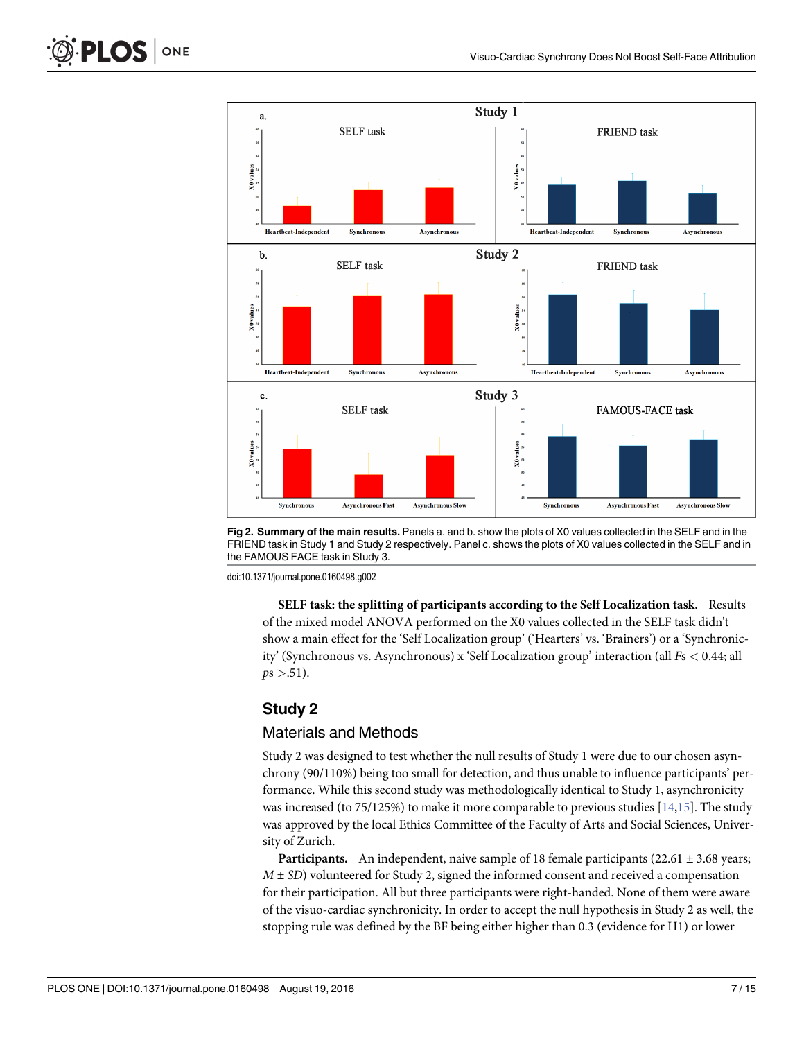Fig 2. **Summary of the main results.** Panels a. and b. show the plots of X0 values collected in the SELF and in the FRIEND task in Study 1 and Study 2 respectively. Panel c. shows the plots of X0 values collected in the SELF and in the FAMOUS FACE task in Study 3.

doi:10.1371/journal.pone.0160498.g002

**SELF task: the splitting of participants according to the Self Localization task.** Results of the mixed model ANOVA performed on the X0 values collected in the SELF task didn't show a main effect for the 'Self Localization group' ('Hearters' vs. 'Brainers') or a 'Synchronicity' (Synchronous vs. Asynchronous) x 'Self Localization group' interaction (all *F*s < 0.44; all *p*s >.51).

## Study 2

### Materials and Methods

Study 2 was designed to test whether the null results of Study 1 were due to our chosen asynchrony (90/110%) being too small for detection, and thus unable to influence participants' performance. While this second study was methodologically identical to Study 1, asynchronicity was increased (to 75/125%) to make it more comparable to previous studies [14,15]. The study was approved by the local Ethics Committee of the Faculty of Arts and Social Sciences, University of Zurich.

**Participants.** An independent, naive sample of 18 female participants (22.61 ± 3.68 years; *M* ± *SD*) volunteered for Study 2, signed the informed consent and received a compensation for their participation. All but three participants were right-handed. None of them were aware of the visuo-cardiac synchronicity. In order to accept the null hypothesis in Study 2 as well, the stopping rule was defined by the BF being either higher than 0.3 (evidence for H1) or lower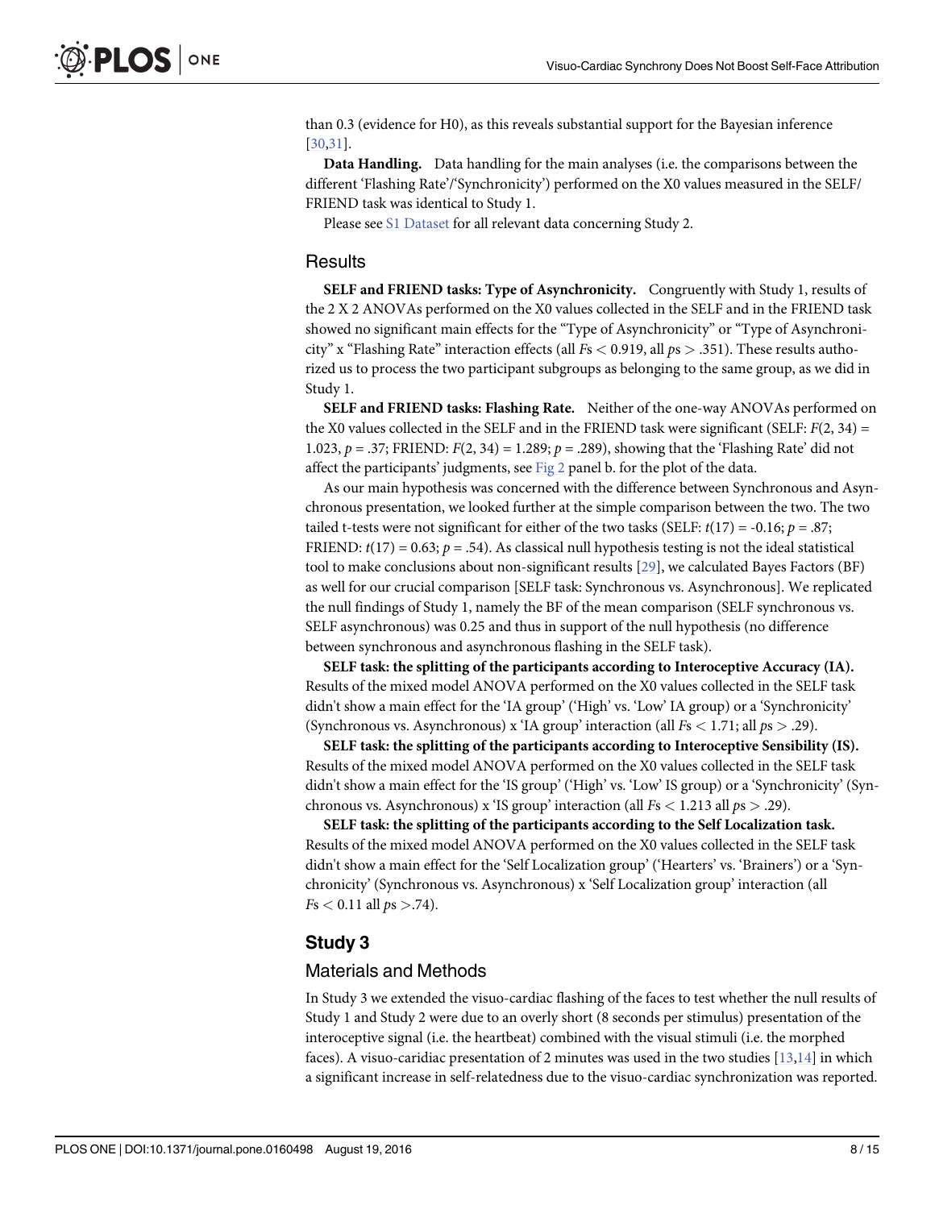than 0.3 (evidence for H0), as this reveals substantial support for the Bayesian inference [30,31].

**Data Handling.** Data handling for the main analyses (i.e. the comparisons between the different 'Flashing Rate'/'Synchronicity') performed on the X0 values measured in the SELF/FRIEND task was identical to Study 1.

Please see S1 Dataset for all relevant data concerning Study 2.

## Results

**SELF and FRIEND tasks: Type of Asynchronicity.** Congruently with Study 1, results of the 2 X 2 ANOVAs performed on the X0 values collected in the SELF and in the FRIEND task showed no significant main effects for the "Type of Asynchronicity" or "Type of Asynchronicity" x "Flashing Rate" interaction effects (all $Fs < 0.919$, all $ps > .351$). These results authorized us to process the two participant subgroups as belonging to the same group, as we did in Study 1.

**SELF and FRIEND tasks: Flashing Rate.** Neither of the one-way ANOVAs performed on the X0 values collected in the SELF and in the FRIEND task were significant (SELF: $F(2, 34) = 1.023$, $p = .37$; FRIEND: $F(2, 34) = 1.289$; $p = .289$), showing that the 'Flashing Rate' did not affect the participants' judgments, see Fig 2 panel b. for the plot of the data.

As our main hypothesis was concerned with the difference between Synchronous and Asynchronous presentation, we looked further at the simple comparison between the two. The two tailed t-tests were not significant for either of the two tasks (SELF: $t(17) = -0.16$; $p = .87$; FRIEND: $t(17) = 0.63$; $p = .54$). As classical null hypothesis testing is not the ideal statistical tool to make conclusions about non-significant results [29], we calculated Bayes Factors (BF) as well for our crucial comparison [SELF task: Synchronous vs. Asynchronous]. We replicated the null findings of Study 1, namely the BF of the mean comparison (SELF synchronous vs. SELF asynchronous) was 0.25 and thus in support of the null hypothesis (no difference between synchronous and asynchronous flashing in the SELF task).

**SELF task: the splitting of the participants according to Interoceptive Accuracy (IA).** Results of the mixed model ANOVA performed on the X0 values collected in the SELF task didn't show a main effect for the 'IA group' ('High' vs. 'Low' IA group) or a 'Synchronicity' (Synchronous vs. Asynchronous) x 'IA group' interaction (all $Fs < 1.71$; all $ps > .29$).

**SELF task: the splitting of the participants according to Interoceptive Sensibility (IS).** Results of the mixed model ANOVA performed on the X0 values collected in the SELF task didn't show a main effect for the 'IS group' ('High' vs. 'Low' IS group) or a 'Synchronicity' (Synchronous vs. Asynchronous) x 'IS group' interaction (all $Fs < 1.213$ all $ps > .29$).

**SELF task: the splitting of the participants according to the Self Localization task.** Results of the mixed model ANOVA performed on the X0 values collected in the SELF task didn't show a main effect for the 'Self Localization group' ('Hearters' vs. 'Brainers') or a 'Synchronicity' (Synchronous vs. Asynchronous) x 'Self Localization group' interaction (all $Fs < 0.11$ all $ps > .74$).

# Study 3

## Materials and Methods

In Study 3 we extended the visuo-cardiac flashing of the faces to test whether the null results of Study 1 and Study 2 were due to an overly short (8 seconds per stimulus) presentation of the interoceptive signal (i.e. the heartbeat) combined with the visual stimuli (i.e. the morphed faces). A visuo-caridiac presentation of 2 minutes was used in the two studies [13,14] in which a significant increase in self-relatedness due to the visuo-cardiac synchronization was reported.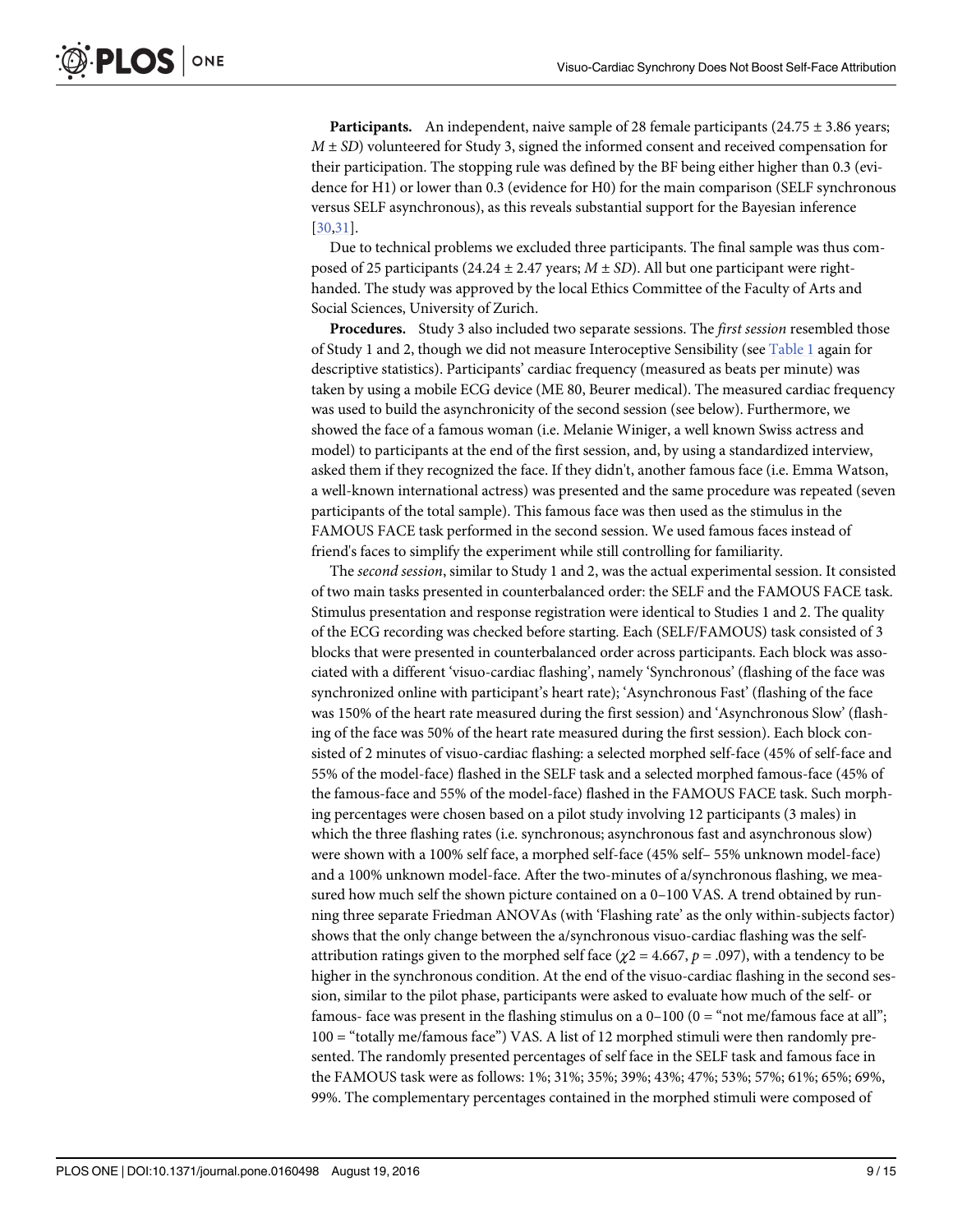**Participants.** An independent, naive sample of 28 female participants (24.75 ± 3.86 years; *M* ± *SD*) volunteered for Study 3, signed the informed consent and received compensation for their participation. The stopping rule was defined by the BF being either higher than 0.3 (evidence for H1) or lower than 0.3 (evidence for H0) for the main comparison (SELF synchronous versus SELF asynchronous), as this reveals substantial support for the Bayesian inference [30,31].

Due to technical problems we excluded three participants. The final sample was thus composed of 25 participants (24.24 ± 2.47 years; *M* ± *SD*). All but one participant were right-handed. The study was approved by the local Ethics Committee of the Faculty of Arts and Social Sciences, University of Zurich.

**Procedures.** Study 3 also included two separate sessions. The *first session* resembled those of Study 1 and 2, though we did not measure Interoceptive Sensibility (see Table 1 again for descriptive statistics). Participants' cardiac frequency (measured as beats per minute) was taken by using a mobile ECG device (ME 80, Beurer medical). The measured cardiac frequency was used to build the asynchronicity of the second session (see below). Furthermore, we showed the face of a famous woman (i.e. Melanie Winiger, a well known Swiss actress and model) to participants at the end of the first session, and, by using a standardized interview, asked them if they recognized the face. If they didn't, another famous face (i.e. Emma Watson, a well-known international actress) was presented and the same procedure was repeated (seven participants of the total sample). This famous face was then used as the stimulus in the FAMOUS FACE task performed in the second session. We used famous faces instead of friend's faces to simplify the experiment while still controlling for familiarity.

The *second session*, similar to Study 1 and 2, was the actual experimental session. It consisted of two main tasks presented in counterbalanced order: the SELF and the FAMOUS FACE task. Stimulus presentation and response registration were identical to Studies 1 and 2. The quality of the ECG recording was checked before starting. Each (SELF/FAMOUS) task consisted of 3 blocks that were presented in counterbalanced order across participants. Each block was associated with a different 'visuo-cardiac flashing', namely 'Synchronous' (flashing of the face was synchronized online with participant's heart rate); 'Asynchronous Fast' (flashing of the face was 150% of the heart rate measured during the first session) and 'Asynchronous Slow' (flashing of the face was 50% of the heart rate measured during the first session). Each block consisted of 2 minutes of visuo-cardiac flashing: a selected morphed self-face (45% of self-face and 55% of the model-face) flashed in the SELF task and a selected morphed famous-face (45% of the famous-face and 55% of the model-face) flashed in the FAMOUS FACE task. Such morphing percentages were chosen based on a pilot study involving 12 participants (3 males) in which the three flashing rates (i.e. synchronous; asynchronous fast and asynchronous slow) were shown with a 100% self face, a morphed self-face (45% self– 55% unknown model-face) and a 100% unknown model-face. After the two-minutes of a/synchronous flashing, we measured how much self the shown picture contained on a 0–100 VAS. A trend obtained by running three separate Friedman ANOVAs (with 'Flashing rate' as the only within-subjects factor) shows that the only change between the a/synchronous visuo-cardiac flashing was the self-attribution ratings given to the morphed self face ($\chi 2 = 4.667$, $p = .097$), with a tendency to be higher in the synchronous condition. At the end of the visuo-cardiac flashing in the second session, similar to the pilot phase, participants were asked to evaluate how much of the self- or famous- face was present in the flashing stimulus on a 0–100 (0 = "not me/famous face at all"; 100 = "totally me/famous face") VAS. A list of 12 morphed stimuli were then randomly presented. The randomly presented percentages of self face in the SELF task and famous face in the FAMOUS task were as follows: 1%; 31%; 35%; 39%; 43%; 47%; 53%; 57%; 61%; 65%; 69%, 99%. The complementary percentages contained in the morphed stimuli were composed of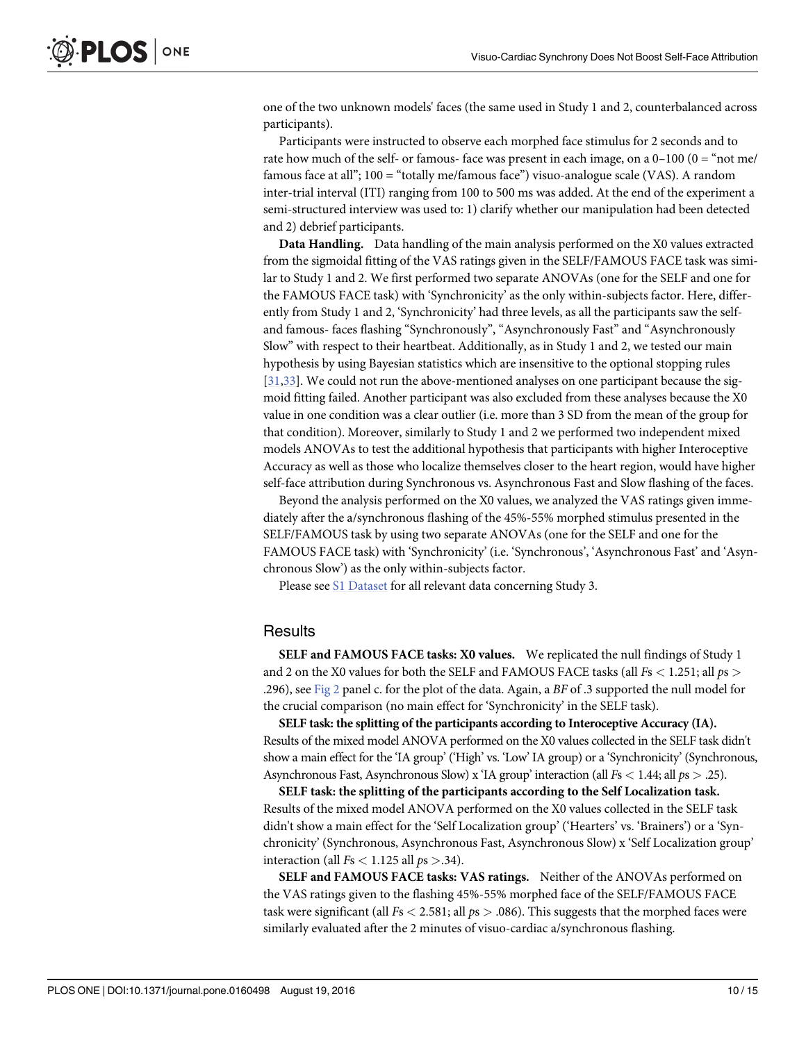one of the two unknown models' faces (the same used in Study 1 and 2, counterbalanced across participants).

Participants were instructed to observe each morphed face stimulus for 2 seconds and to rate how much of the self- or famous- face was present in each image, on a 0–100 (0 = "not me/ famous face at all"; 100 = "totally me/famous face") visuo-analogue scale (VAS). A random inter-trial interval (ITI) ranging from 100 to 500 ms was added. At the end of the experiment a semi-structured interview was used to: 1) clarify whether our manipulation had been detected and 2) debrief participants.

**Data Handling.** Data handling of the main analysis performed on the X0 values extracted from the sigmoidal fitting of the VAS ratings given in the SELF/FAMOUS FACE task was similar to Study 1 and 2. We first performed two separate ANOVAs (one for the SELF and one for the FAMOUS FACE task) with 'Synchronicity' as the only within-subjects factor. Here, differently from Study 1 and 2, 'Synchronicity' had three levels, as all the participants saw the self- and famous- faces flashing "Synchronously", "Asynchronously Fast" and "Asynchronously Slow" with respect to their heartbeat. Additionally, as in Study 1 and 2, we tested our main hypothesis by using Bayesian statistics which are insensitive to the optional stopping rules [31,33]. We could not run the above-mentioned analyses on one participant because the sigmoid fitting failed. Another participant was also excluded from these analyses because the X0 value in one condition was a clear outlier (i.e. more than 3 SD from the mean of the group for that condition). Moreover, similarly to Study 1 and 2 we performed two independent mixed models ANOVAs to test the additional hypothesis that participants with higher Interoceptive Accuracy as well as those who localize themselves closer to the heart region, would have higher self-face attribution during Synchronous vs. Asynchronous Fast and Slow flashing of the faces.

Beyond the analysis performed on the X0 values, we analyzed the VAS ratings given immediately after the a/synchronous flashing of the 45%-55% morphed stimulus presented in the SELF/FAMOUS task by using two separate ANOVAs (one for the SELF and one for the FAMOUS FACE task) with 'Synchronicity' (i.e. 'Synchronous', 'Asynchronous Fast' and 'Asynchronous Slow') as the only within-subjects factor.

Please see S1 Dataset for all relevant data concerning Study 3.

## Results

**SELF and FAMOUS FACE tasks: X0 values.** We replicated the null findings of Study 1 and 2 on the X0 values for both the SELF and FAMOUS FACE tasks (all $Fs < 1.251$; all $ps >$ .296), see Fig 2 panel c. for the plot of the data. Again, a *BF* of .3 supported the null model for the crucial comparison (no main effect for 'Synchronicity' in the SELF task).

**SELF task: the splitting of the participants according to Interoceptive Accuracy (IA).** Results of the mixed model ANOVA performed on the X0 values collected in the SELF task didn't show a main effect for the 'IA group' ('High' vs. 'Low' IA group) or a 'Synchronicity' (Synchronous, Asynchronous Fast, Asynchronous Slow) x 'IA group' interaction (all $Fs < 1.44$; all $ps > .25$).

**SELF task: the splitting of the participants according to the Self Localization task.** Results of the mixed model ANOVA performed on the X0 values collected in the SELF task didn't show a main effect for the 'Self Localization group' ('Hearters' vs. 'Brainers') or a 'Synchronicity' (Synchronous, Asynchronous Fast, Asynchronous Slow) x 'Self Localization group' interaction (all $Fs < 1.125$ all $ps > .34$).

**SELF and FAMOUS FACE tasks: VAS ratings.** Neither of the ANOVAs performed on the VAS ratings given to the flashing 45%-55% morphed face of the SELF/FAMOUS FACE task were significant (all $Fs < 2.581$; all $ps > .086$). This suggests that the morphed faces were similarly evaluated after the 2 minutes of visuo-cardiac a/synchronous flashing.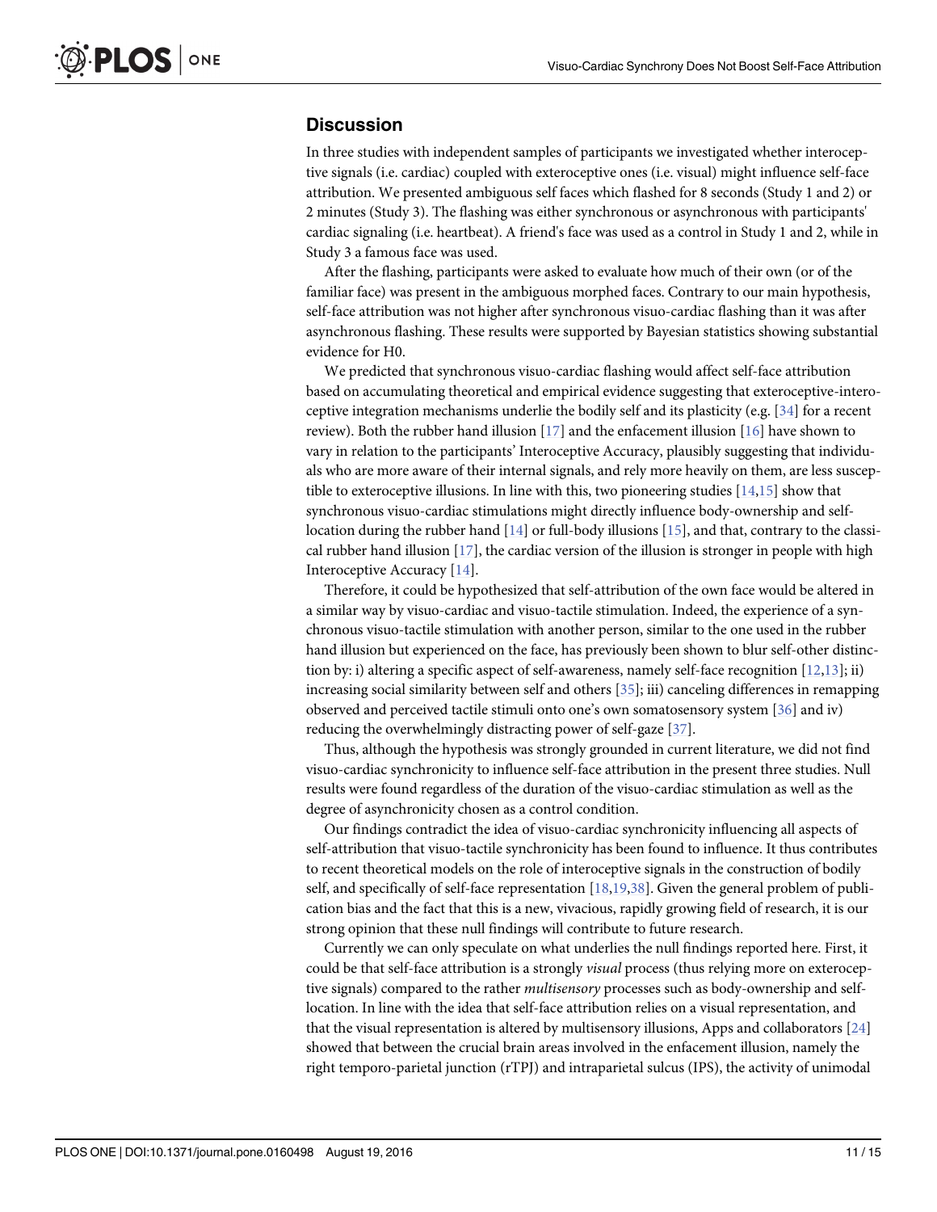## Discussion

In three studies with independent samples of participants we investigated whether interoceptive signals (i.e. cardiac) coupled with exteroceptive ones (i.e. visual) might influence self-face attribution. We presented ambiguous self faces which flashed for 8 seconds (Study 1 and 2) or 2 minutes (Study 3). The flashing was either synchronous or asynchronous with participants' cardiac signaling (i.e. heartbeat). A friend's face was used as a control in Study 1 and 2, while in Study 3 a famous face was used.

After the flashing, participants were asked to evaluate how much of their own (or of the familiar face) was present in the ambiguous morphed faces. Contrary to our main hypothesis, self-face attribution was not higher after synchronous visuo-cardiac flashing than it was after asynchronous flashing. These results were supported by Bayesian statistics showing substantial evidence for H0.

We predicted that synchronous visuo-cardiac flashing would affect self-face attribution based on accumulating theoretical and empirical evidence suggesting that exteroceptive-interoceptive integration mechanisms underlie the bodily self and its plasticity (e.g. [34] for a recent review). Both the rubber hand illusion [17] and the enfacement illusion [16] have shown to vary in relation to the participants' Interoceptive Accuracy, plausibly suggesting that individuals who are more aware of their internal signals, and rely more heavily on them, are less susceptible to exteroceptive illusions. In line with this, two pioneering studies [14,15] show that synchronous visuo-cardiac stimulations might directly influence body-ownership and self-location during the rubber hand [14] or full-body illusions [15], and that, contrary to the classical rubber hand illusion [17], the cardiac version of the illusion is stronger in people with high Interoceptive Accuracy [14].

Therefore, it could be hypothesized that self-attribution of the own face would be altered in a similar way by visuo-cardiac and visuo-tactile stimulation. Indeed, the experience of a synchronous visuo-tactile stimulation with another person, similar to the one used in the rubber hand illusion but experienced on the face, has previously been shown to blur self-other distinction by: i) altering a specific aspect of self-awareness, namely self-face recognition [12,13]; ii) increasing social similarity between self and others [35]; iii) canceling differences in remapping observed and perceived tactile stimuli onto one's own somatosensory system [36] and iv) reducing the overwhelmingly distracting power of self-gaze [37].

Thus, although the hypothesis was strongly grounded in current literature, we did not find visuo-cardiac synchronicity to influence self-face attribution in the present three studies. Null results were found regardless of the duration of the visuo-cardiac stimulation as well as the degree of asynchronicity chosen as a control condition.

Our findings contradict the idea of visuo-cardiac synchronicity influencing all aspects of self-attribution that visuo-tactile synchronicity has been found to influence. It thus contributes to recent theoretical models on the role of interoceptive signals in the construction of bodily self, and specifically of self-face representation [18,19,38]. Given the general problem of publication bias and the fact that this is a new, vivacious, rapidly growing field of research, it is our strong opinion that these null findings will contribute to future research.

Currently we can only speculate on what underlies the null findings reported here. First, it could be that self-face attribution is a strongly *visual* process (thus relying more on exteroceptive signals) compared to the rather *multisensory* processes such as body-ownership and self-location. In line with the idea that self-face attribution relies on a visual representation, and that the visual representation is altered by multisensory illusions, Apps and collaborators [24] showed that between the crucial brain areas involved in the enfacement illusion, namely the right temporo-parietal junction (rTPJ) and intraparietal sulcus (IPS), the activity of unimodal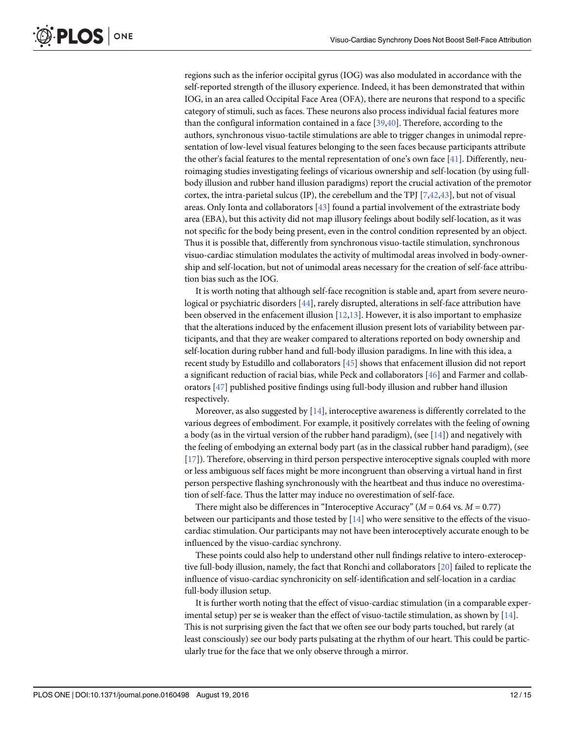regions such as the inferior occipital gyrus (IOG) was also modulated in accordance with the self-reported strength of the illusory experience. Indeed, it has been demonstrated that within IOG, in an area called Occipital Face Area (OFA), there are neurons that respond to a specific category of stimuli, such as faces. These neurons also process individual facial features more than the configural information contained in a face [39,40]. Therefore, according to the authors, synchronous visuo-tactile stimulations are able to trigger changes in unimodal representation of low-level visual features belonging to the seen faces because participants attribute the other's facial features to the mental representation of one's own face [41]. Differently, neuroimaging studies investigating feelings of vicarious ownership and self-location (by using full-body illusion and rubber hand illusion paradigms) report the crucial activation of the premotor cortex, the intra-parietal sulcus (IP), the cerebellum and the TPJ [7,42,43], but not of visual areas. Only Ionta and collaborators [43] found a partial involvement of the extrastriate body area (EBA), but this activity did not map illusory feelings about bodily self-location, as it was not specific for the body being present, even in the control condition represented by an object. Thus it is possible that, differently from synchronous visuo-tactile stimulation, synchronous visuo-cardiac stimulation modulates the activity of multimodal areas involved in body-ownership and self-location, but not of unimodal areas necessary for the creation of self-face attribution bias such as the IOG.

It is worth noting that although self-face recognition is stable and, apart from severe neurological or psychiatric disorders [44], rarely disrupted, alterations in self-face attribution have been observed in the enfacement illusion [12,13]. However, it is also important to emphasize that the alterations induced by the enfacement illusion present lots of variability between participants, and that they are weaker compared to alterations reported on body ownership and self-location during rubber hand and full-body illusion paradigms. In line with this idea, a recent study by Estudillo and collaborators [45] shows that enfacement illusion did not report a significant reduction of racial bias, while Peck and collaborators [46] and Farmer and collaborators [47] published positive findings using full-body illusion and rubber hand illusion respectively.

Moreover, as also suggested by [14], interoceptive awareness is differently correlated to the various degrees of embodiment. For example, it positively correlates with the feeling of owning a body (as in the virtual version of the rubber hand paradigm), (see [14]) and negatively with the feeling of embodying an external body part (as in the classical rubber hand paradigm), (see [17]). Therefore, observing in third person perspective interoceptive signals coupled with more or less ambiguous self faces might be more incongruent than observing a virtual hand in first person perspective flashing synchronously with the heartbeat and thus induce no overestimation of self-face. Thus the latter may induce no overestimation of self-face.

There might also be differences in "Interoceptive Accuracy" ($M = 0.64$ vs. $M = 0.77$) between our participants and those tested by [14] who were sensitive to the effects of the visuo-cardiac stimulation. Our participants may not have been interoceptively accurate enough to be influenced by the visuo-cardiac synchrony.

These points could also help to understand other null findings relative to intero-exteroceptive full-body illusion, namely, the fact that Ronchi and collaborators [20] failed to replicate the influence of visuo-cardiac synchronicity on self-identification and self-location in a cardiac full-body illusion setup.

It is further worth noting that the effect of visuo-cardiac stimulation (in a comparable experimental setup) per se is weaker than the effect of visuo-tactile stimulation, as shown by [14]. This is not surprising given the fact that we often see our body parts touched, but rarely (at least consciously) see our body parts pulsating at the rhythm of our heart. This could be particularly true for the face that we only observe through a mirror.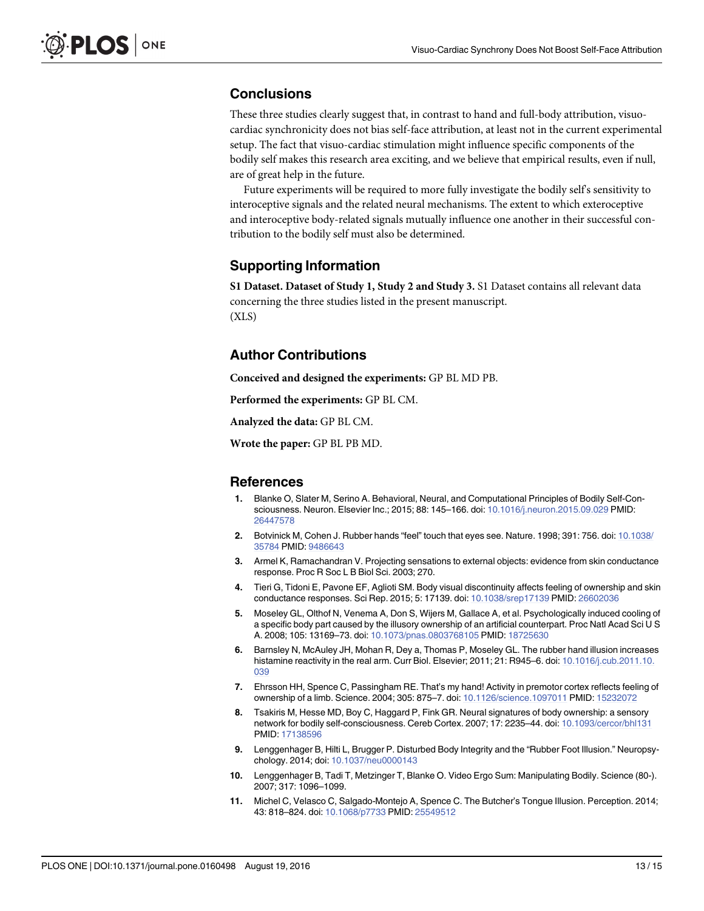## Conclusions

These three studies clearly suggest that, in contrast to hand and full-body attribution, visuo-cardiac synchronicity does not bias self-face attribution, at least not in the current experimental setup. The fact that visuo-cardiac stimulation might influence specific components of the bodily self makes this research area exciting, and we believe that empirical results, even if null, are of great help in the future.

Future experiments will be required to more fully investigate the bodily self's sensitivity to interoceptive signals and the related neural mechanisms. The extent to which exteroceptive and interoceptive body-related signals mutually influence one another in their successful contribution to the bodily self must also be determined.

## Supporting Information

**S1 Dataset. Dataset of Study 1, Study 2 and Study 3.** S1 Dataset contains all relevant data concerning the three studies listed in the present manuscript.
(XLS)

## Author Contributions

**Conceived and designed the experiments:** GP BL MD PB.

**Performed the experiments:** GP BL CM.

**Analyzed the data:** GP BL CM.

**Wrote the paper:** GP BL PB MD.

## References

1. Blanke O, Slater M, Serino A. Behavioral, Neural, and Computational Principles of Bodily Self-Consciousness. Neuron. Elsevier Inc.; 2015; 88: 145–166. doi: 10.1016/j.neuron.2015.09.029 PMID: 26447578
2. Botvinick M, Cohen J. Rubber hands "feel" touch that eyes see. Nature. 1998; 391: 756. doi: 10.1038/35784 PMID: 9486643
3. Armel K, Ramachandran V. Projecting sensations to external objects: evidence from skin conductance response. Proc R Soc L B Biol Sci. 2003; 270.
4. Tieri G, Tidoni E, Pavone EF, Aglioti SM. Body visual discontinuity affects feeling of ownership and skin conductance responses. Sci Rep. 2015; 5: 17139. doi: 10.1038/srep17139 PMID: 26602036
5. Moseley GL, Olthof N, Venema A, Don S, Wijers M, Gallace A, et al. Psychologically induced cooling of a specific body part caused by the illusory ownership of an artificial counterpart. Proc Natl Acad Sci U S A. 2008; 105: 13169–73. doi: 10.1073/pnas.0803768105 PMID: 18725630
6. Barnsley N, McAuley JH, Mohan R, Dey a, Thomas P, Moseley GL. The rubber hand illusion increases histamine reactivity in the real arm. Curr Biol. Elsevier; 2011; 21: R945–6. doi: 10.1016/j.cub.2011.10.039
7. Ehrsson HH, Spence C, Passingham RE. That's my hand! Activity in premotor cortex reflects feeling of ownership of a limb. Science. 2004; 305: 875–7. doi: 10.1126/science.1097011 PMID: 15232072
8. Tsakiris M, Hesse MD, Boy C, Haggard P, Fink GR. Neural signatures of body ownership: a sensory network for bodily self-consciousness. Cereb Cortex. 2007; 17: 2235–44. doi: 10.1093/cercor/bhl131 PMID: 17138596
9. Lenggenhager B, Hilti L, Brugger P. Disturbed Body Integrity and the "Rubber Foot Illusion." Neuropsychology. 2014; doi: 10.1037/neu0000143
10. Lenggenhager B, Tadi T, Metzinger T, Blanke O. Video Ergo Sum: Manipulating Bodily. Science (80-). 2007; 317: 1096–1099.
11. Michel C, Velasco C, Salgado-Montejo A, Spence C. The Butcher's Tongue Illusion. Perception. 2014; 43: 818–824. doi: 10.1068/p7733 PMID: 25549512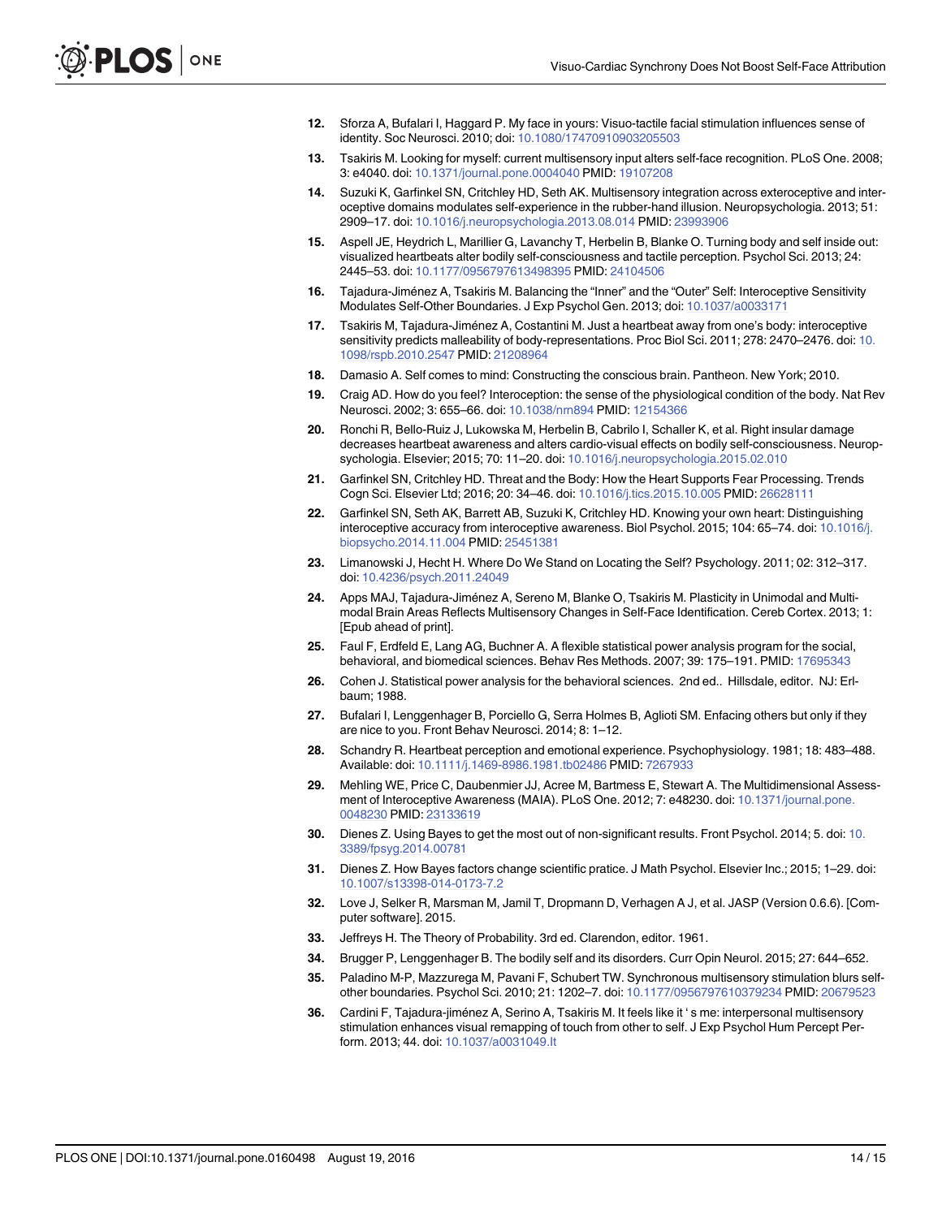12. Sforza A, Bufalari I, Haggard P. My face in yours: Visuo-tactile facial stimulation influences sense of identity. Soc Neurosci. 2010; doi: 10.1080/17470910903205503

13. Tsakiris M. Looking for myself: current multisensory input alters self-face recognition. PLoS One. 2008; 3: e4040. doi: 10.1371/journal.pone.0004040 PMID: 19107208

14. Suzuki K, Garfinkel SN, Critchley HD, Seth AK. Multisensory integration across exteroceptive and interoceptive domains modulates self-experience in the rubber-hand illusion. Neuropsychologia. 2013; 51: 2909–17. doi: 10.1016/j.neuropsychologia.2013.08.014 PMID: 23993906

15. Aspell JE, Heydrich L, Marillier G, Lavanchy T, Herbelin B, Blanke O. Turning body and self inside out: visualized heartbeats alter bodily self-consciousness and tactile perception. Psychol Sci. 2013; 24: 2445–53. doi: 10.1177/0956797613498395 PMID: 24104506

16. Tajadura-Jiménez A, Tsakiris M. Balancing the "Inner" and the "Outer" Self: Interoceptive Sensitivity Modulates Self-Other Boundaries. J Exp Psychol Gen. 2013; doi: 10.1037/a0033171

17. Tsakiris M, Tajadura-Jiménez A, Costantini M. Just a heartbeat away from one's body: interoceptive sensitivity predicts malleability of body-representations. Proc Biol Sci. 2011; 278: 2470–2476. doi: 10.1098/rspb.2010.2547 PMID: 21208964

18. Damasio A. Self comes to mind: Constructing the conscious brain. Pantheon. New York; 2010.

19. Craig AD. How do you feel? Interoception: the sense of the physiological condition of the body. Nat Rev Neurosci. 2002; 3: 655–66. doi: 10.1038/nrn894 PMID: 12154366

20. Ronchi R, Bello-Ruiz J, Lukowska M, Herbelin B, Cabrilo I, Schaller K, et al. Right insular damage decreases heartbeat awareness and alters cardio-visual effects on bodily self-consciousness. Neuropsychologia. Elsevier; 2015; 70: 11–20. doi: 10.1016/j.neuropsychologia.2015.02.010

21. Garfinkel SN, Critchley HD. Threat and the Body: How the Heart Supports Fear Processing. Trends Cogn Sci. Elsevier Ltd; 2016; 20: 34–46. doi: 10.1016/j.tics.2015.10.005 PMID: 26628111

22. Garfinkel SN, Seth AK, Barrett AB, Suzuki K, Critchley HD. Knowing your own heart: Distinguishing interoceptive accuracy from interoceptive awareness. Biol Psychol. 2015; 104: 65–74. doi: 10.1016/j.biopsycho.2014.11.004 PMID: 25451381

23. Limanowski J, Hecht H. Where Do We Stand on Locating the Self? Psychology. 2011; 02: 312–317. doi: 10.4236/psych.2011.24049

24. Apps MAJ, Tajadura-Jiménez A, Sereno M, Blanke O, Tsakiris M. Plasticity in Unimodal and Multimodal Brain Areas Reflects Multisensory Changes in Self-Face Identification. Cereb Cortex. 2013; 1: [Epub ahead of print].

25. Faul F, Erdfeld E, Lang AG, Buchner A. A flexible statistical power analysis program for the social, behavioral, and biomedical sciences. Behav Res Methods. 2007; 39: 175–191. PMID: 17695343

26. Cohen J. Statistical power analysis for the behavioral sciences. 2nd ed.. Hillsdale, editor. NJ: Erlbaum; 1988.

27. Bufalari I, Lenggenhager B, Porciello G, Serra Holmes B, Aglioti SM. Enfacing others but only if they are nice to you. Front Behav Neurosci. 2014; 8: 1–12.

28. Schandry R. Heartbeat perception and emotional experience. Psychophysiology. 1981; 18: 483–488. Available: doi: 10.1111/j.1469-8986.1981.tb02486 PMID: 7267933

29. Mehling WE, Price C, Daubenmier JJ, Acree M, Bartmess E, Stewart A. The Multidimensional Assessment of Interoceptive Awareness (MAIA). PLoS One. 2012; 7: e48230. doi: 10.1371/journal.pone.0048230 PMID: 23133619

30. Dienes Z. Using Bayes to get the most out of non-significant results. Front Psychol. 2014; 5. doi: 10.3389/fpsyg.2014.00781

31. Dienes Z. How Bayes factors change scientific pratice. J Math Psychol. Elsevier Inc.; 2015; 1–29. doi: 10.1007/s13398-014-0173-7.2

32. Love J, Selker R, Marsman M, Jamil T, Dropmann D, Verhagen A J, et al. JASP (Version 0.6.6). [Computer software]. 2015.

33. Jeffreys H. The Theory of Probability. 3rd ed. Clarendon, editor. 1961.

34. Brugger P, Lenggenhager B. The bodily self and its disorders. Curr Opin Neurol. 2015; 27: 644–652.

35. Paladino M-P, Mazzurega M, Pavani F, Schubert TW. Synchronous multisensory stimulation blurs self-other boundaries. Psychol Sci. 2010; 21: 1202–7. doi: 10.1177/0956797610379234 PMID: 20679523

36. Cardini F, Tajadura-jiménez A, Serino A, Tsakiris M. It feels like it ' s me: interpersonal multisensory stimulation enhances visual remapping of touch from other to self. J Exp Psychol Hum Percept Perform. 2013; 44. doi: 10.1037/a0031049.It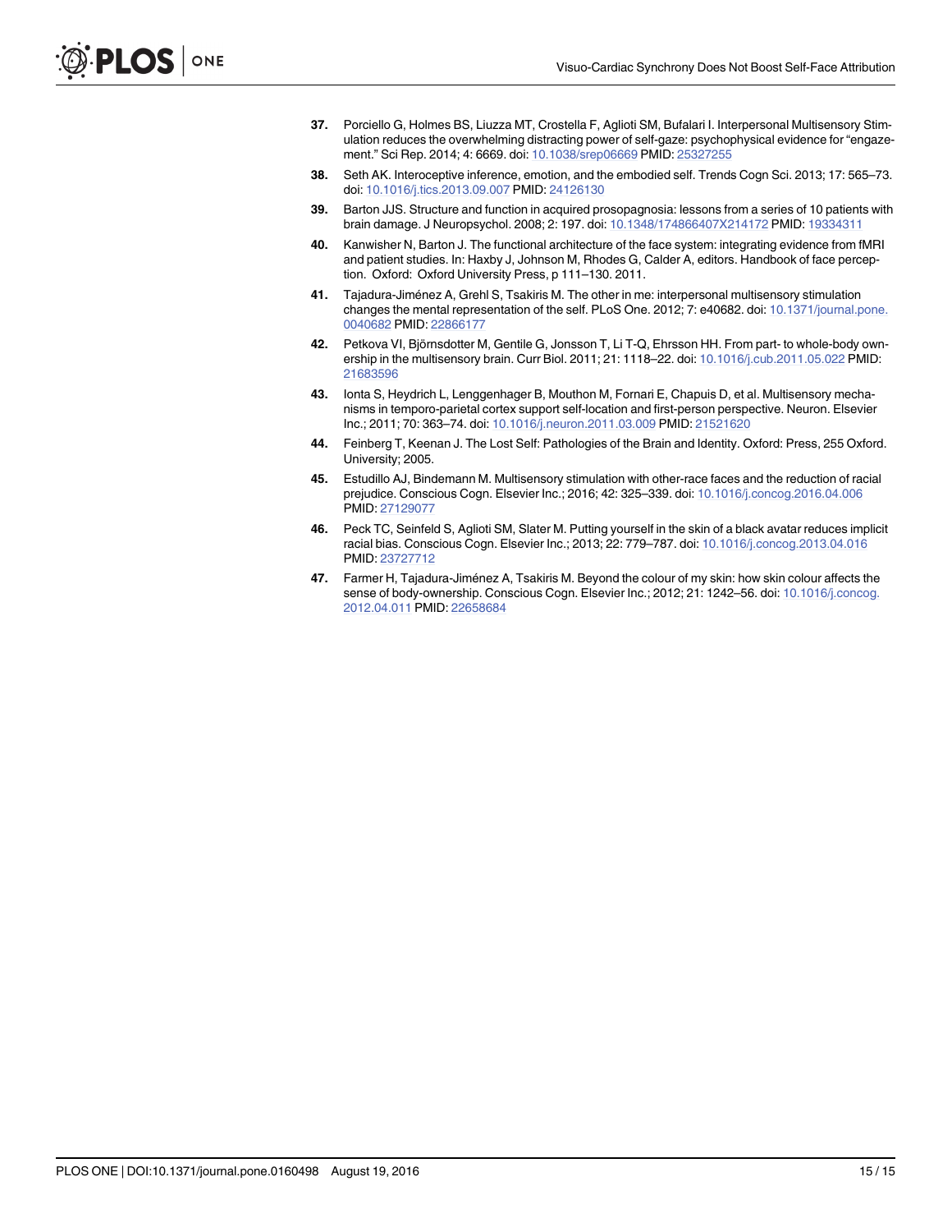37. Porciello G, Holmes BS, Liuzza MT, Crostella F, Aglioti SM, Bufalari I. Interpersonal Multisensory Stimulation reduces the overwhelming distracting power of self-gaze: psychophysical evidence for "engazement." Sci Rep. 2014; 4: 6669. doi: 10.1038/srep06669 PMID: 25327255

38. Seth AK. Interoceptive inference, emotion, and the embodied self. Trends Cogn Sci. 2013; 17: 565–73. doi: 10.1016/j.tics.2013.09.007 PMID: 24126130

39. Barton JJS. Structure and function in acquired prosopagnosia: lessons from a series of 10 patients with brain damage. J Neuropsychol. 2008; 2: 197. doi: 10.1348/174866407X214172 PMID: 19334311

40. Kanwisher N, Barton J. The functional architecture of the face system: integrating evidence from fMRI and patient studies. In: Haxby J, Johnson M, Rhodes G, Calder A, editors. Handbook of face perception. Oxford: Oxford University Press, p 111–130. 2011.

41. Tajadura-Jiménez A, Grehl S, Tsakiris M. The other in me: interpersonal multisensory stimulation changes the mental representation of the self. PLoS One. 2012; 7: e40682. doi: 10.1371/journal.pone.0040682 PMID: 22866177

42. Petkova VI, Björnsdotter M, Gentile G, Jonsson T, Li T-Q, Ehrsson HH. From part- to whole-body ownership in the multisensory brain. Curr Biol. 2011; 21: 1118–22. doi: 10.1016/j.cub.2011.05.022 PMID: 21683596

43. Ionta S, Heydrich L, Lenggenhager B, Mouthon M, Fornari E, Chapuis D, et al. Multisensory mechanisms in temporo-parietal cortex support self-location and first-person perspective. Neuron. Elsevier Inc.; 2011; 70: 363–74. doi: 10.1016/j.neuron.2011.03.009 PMID: 21521620

44. Feinberg T, Keenan J. The Lost Self: Pathologies of the Brain and Identity. Oxford: Press, 255 Oxford. University; 2005.

45. Estudillo AJ, Bindemann M. Multisensory stimulation with other-race faces and the reduction of racial prejudice. Conscious Cogn. Elsevier Inc.; 2016; 42: 325–339. doi: 10.1016/j.concog.2016.04.006 PMID: 27129077

46. Peck TC, Seinfeld S, Aglioti SM, Slater M. Putting yourself in the skin of a black avatar reduces implicit racial bias. Conscious Cogn. Elsevier Inc.; 2013; 22: 779–787. doi: 10.1016/j.concog.2013.04.016 PMID: 23727712

47. Farmer H, Tajadura-Jiménez A, Tsakiris M. Beyond the colour of my skin: how skin colour affects the sense of body-ownership. Conscious Cogn. Elsevier Inc.; 2012; 21: 1242–56. doi: 10.1016/j.concog.2012.04.011 PMID: 22658684